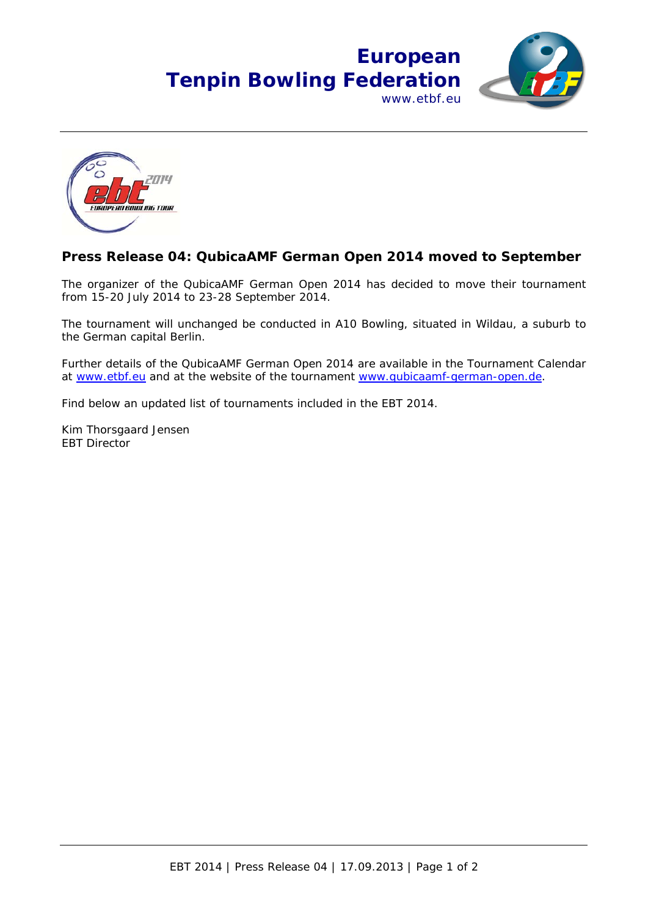**European Tenpin Bowling Federation**
www.etbf.eu

## Press Release 04: QubicaAMF German Open 2014 moved to September

The organizer of the QubicaAMF German Open 2014 has decided to move their tournament from 15-20 July 2014 to 23-28 September 2014.

The tournament will unchanged be conducted in A10 Bowling, situated in Wildau, a suburb to the German capital Berlin.

Further details of the QubicaAMF German Open 2014 are available in the Tournament Calendar at [www.etbf.eu](http://www.etbf.eu) and at the website of the tournament [www.qubicaamf-german-open.de](http://www.qubicaamf-german-open.de).

Find below an updated list of tournaments included in the EBT 2014.

Kim Thorsgaard Jensen
EBT Director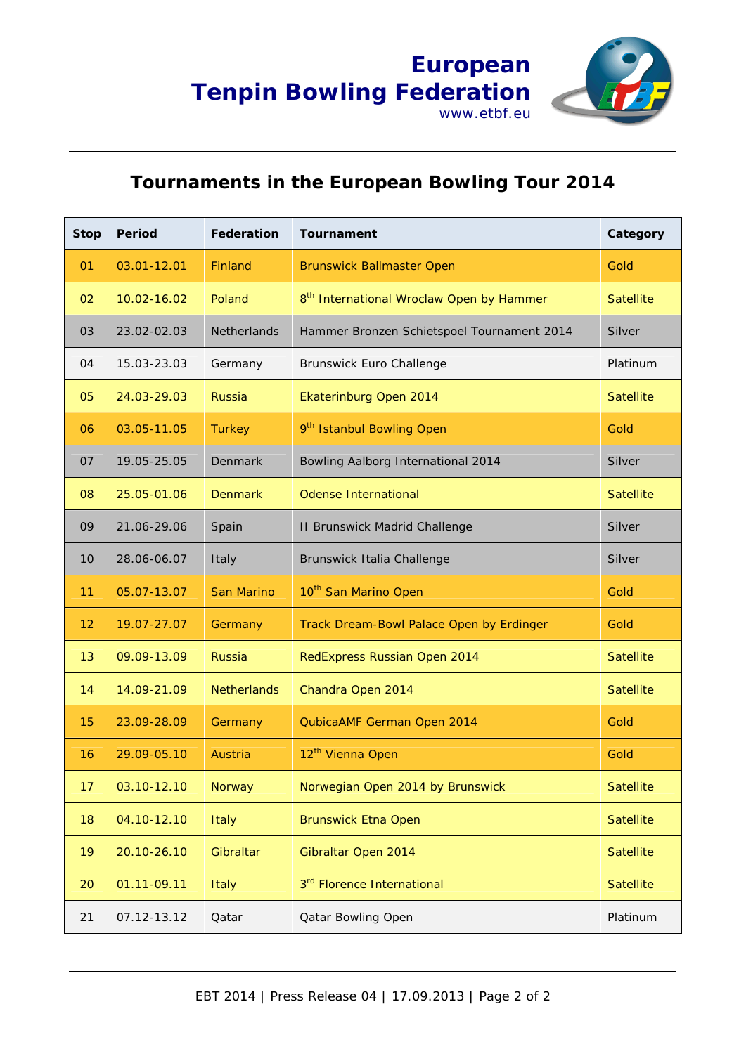European
Tenpin Bowling Federation
www.etbf.eu

## Tournaments in the European Bowling Tour 2014

| Stop | Period | Federation | Tournament | Category |
|---|---|---|---|---|
| 01 | 03.01-12.01 | Finland | Brunswick Ballmaster Open | Gold |
| 02 | 10.02-16.02 | Poland | 8th International Wroclaw Open by Hammer | Satellite |
| 03 | 23.02-02.03 | Netherlands | Hammer Bronzen Schietspoel Tournament 2014 | Silver |
| 04 | 15.03-23.03 | Germany | Brunswick Euro Challenge | Platinum |
| 05 | 24.03-29.03 | Russia | Ekaterinburg Open 2014 | Satellite |
| 06 | 03.05-11.05 | Turkey | 9th Istanbul Bowling Open | Gold |
| 07 | 19.05-25.05 | Denmark | Bowling Aalborg International 2014 | Silver |
| 08 | 25.05-01.06 | Denmark | Odense International | Satellite |
| 09 | 21.06-29.06 | Spain | II Brunswick Madrid Challenge | Silver |
| 10 | 28.06-06.07 | Italy | Brunswick Italia Challenge | Silver |
| 11 | 05.07-13.07 | San Marino | 10th San Marino Open | Gold |
| 12 | 19.07-27.07 | Germany | Track Dream-Bowl Palace Open by Erdinger | Gold |
| 13 | 09.09-13.09 | Russia | RedExpress Russian Open 2014 | Satellite |
| 14 | 14.09-21.09 | Netherlands | Chandra Open 2014 | Satellite |
| 15 | 23.09-28.09 | Germany | QubicaAMF German Open 2014 | Gold |
| 16 | 29.09-05.10 | Austria | 12th Vienna Open | Gold |
| 17 | 03.10-12.10 | Norway | Norwegian Open 2014 by Brunswick | Satellite |
| 18 | 04.10-12.10 | Italy | Brunswick Etna Open | Satellite |
| 19 | 20.10-26.10 | Gibraltar | Gibraltar Open 2014 | Satellite |
| 20 | 01.11-09.11 | Italy | 3rd Florence International | Satellite |
| 21 | 07.12-13.12 | Qatar | Qatar Bowling Open | Platinum |